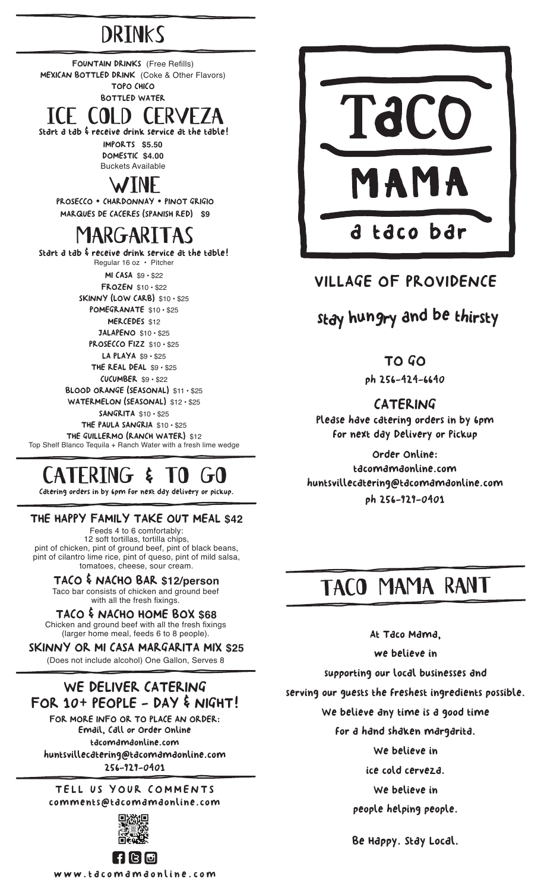# DRINKS

**FOUNTAIN DRINKS** (Free Refills)
**MEXICAN BOTTLED DRINK** (Coke & Other Flavors)
**TOPO CHICO**
**BOTTLED WATER**

## ICE COLD CERVEZA

Start a tab & receive drink service at the table!

**IMPORTS $5.50**
**DOMESTIC $4.00**
Buckets Available

## WINE

**PROSECCO • CHARDONNAY • PINOT GRIGIO**
**MARQUES DE CACERES (SPANISH RED) $9**

## MARGARITAS

Start a tab & receive drink service at the table!

Regular 16 oz • Pitcher

**MI CASA** $9 • $22
**FROZEN** $10 • $22
**SKINNY (LOW CARB)** $10 • $25
**POMEGRANATE** $10 • $25
**MERCEDES** $12
**JALAPENO** $10 • $25
**PROSECCO FIZZ** $10 • $25
**LA PLAYA** $9 • $25
**THE REAL DEAL** $9 • $25
**CUCUMBER** $9 • $22
**BLOOD ORANGE (SEASONAL)** $11 • $25
**WATERMELON (SEASONAL)** $12 • $25
**SANGRITA** $10 • $25
**THE PAULA SANGRIA** $10 • $25
**THE GUILLERMO (RANCH WATER)** $12
Top Shelf Blanco Tequila + Ranch Water with a fresh lime wedge

# CATERING & TO GO

Catering orders in by 6pm for next day delivery or pickup.

### THE HAPPY FAMILY TAKE OUT MEAL $42

Feeds 4 to 6 comfortably:
12 soft tortillas, tortilla chips,
pint of chicken, pint of ground beef, pint of black beans, pint of cilantro lime rice, pint of queso, pint of mild salsa, tomatoes, cheese, sour cream.

### TACO & NACHO BAR $12/person

Taco bar consists of chicken and ground beef with all the fresh fixings.

### TACO & NACHO HOME BOX $68

Chicken and ground beef with all the fresh fixings (larger home meal, feeds 6 to 8 people).

### SKINNY OR MI CASA MARGARITA MIX $25

(Does not include alcohol) One Gallon, Serves 8

## WE DELIVER CATERING FOR 10+ PEOPLE - DAY & NIGHT!

FOR MORE INFO OR TO PLACE AN ORDER:
Email, Call or Order Online
tacomamaonline.com
huntsvillecatering@tacomamaonline.com
256-929-0401

TELL US YOUR COMMENTS
comments@tacomamaonline.com

www.tacomamaonline.com

# TACO MAMA
a taco bar

## VILLAGE OF PROVIDENCE

stay hungry and be thirsty

### TO GO

ph 256-424-6640

### CATERING

Please have catering orders in by 6pm for next day Delivery or Pickup

Order Online:
tacomamaonline.com
huntsvillecatering@tacomamaonline.com
ph 256-929-0401

## TACO MAMA RANT

At Taco Mama,
we believe in
supporting our local businesses and
serving our guests the freshest ingredients possible.
We believe any time is a good time
for a hand shaken margarita.
We believe in
ice cold cerveza.
We believe in
people helping people.

Be Happy. Stay Local.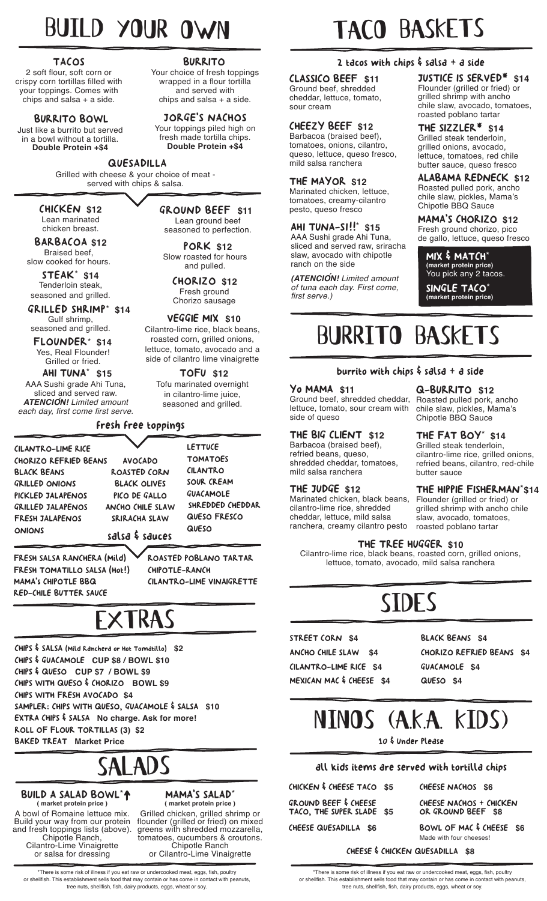# BUILD YOUR OWN

### TACOS

2 soft flour, soft corn or crispy corn tortillas filled with your toppings. Comes with chips and salsa + a side.

### BURRITO

Your choice of fresh toppings wrapped in a flour tortilla and served with chips and salsa + a side.

### BURRITO BOWL

Just like a burrito but served in a bowl without a tortilla.
**Double Protein +$4**

### JORGE'S NACHOS

Your toppings piled high on fresh made tortilla chips.
**Double Protein +$4**

### QUESADILLA

Grilled with cheese & your choice of meat - served with chips & salsa.

**CHICKEN $12**
Lean marinated chicken breast.

**BARBACOA $12**
Braised beef, slow cooked for hours.

**STEAK* $14**
Tenderloin steak, seasoned and grilled.

**GRILLED SHRIMP* $14**
Gulf shrimp, seasoned and grilled.

**FLOUNDER* $14**
Yes, Real Flounder! Grilled or fried.

**AHI TUNA* $15**
AAA Sushi grade Ahi Tuna, sliced and served raw.
***ATENCIÓN!** Limited amount each day, first come first serve.*

**GROUND BEEF $11**
Lean ground beef seasoned to perfection.

**PORK $12**
Slow roasted for hours and pulled.

**CHORIZO $12**
Fresh ground Chorizo sausage

**VEGGIE MIX $10**
Cilantro-lime rice, black beans, roasted corn, grilled onions, lettuce, tomato, avocado and a side of cilantro lime vinaigrette

**TOFU $12**
Tofu marinated overnight in cilantro-lime juice, seasoned and grilled.

### Fresh Free Toppings

- CILANTRO-LIME RICE
- CHORIZO REFRIED BEANS
- BLACK BEANS
- GRILLED ONIONS
- PICKLED JALAPENOS
- GRILLED JALAPENOS
- FRESH JALAPENOS
- ONIONS
- AVOCADO
- ROASTED CORN
- BLACK OLIVES
- PICO DE GALLO
- ANCHO CHILE SLAW
- SRIRACHA SLAW
- LETTUCE
- TOMATOES
- CILANTRO
- SOUR CREAM
- GUACAMOLE
- SHREDDED CHEDDAR
- QUESO FRESCO
- QUESO

### Salsa & Sauces

- FRESH SALSA RANCHERA (Mild)
- FRESH TOMATILLO SALSA (Hot!)
- MAMA'S CHIPOTLE BBQ
- RED-CHILE BUTTER SAUCE
- ROASTED POBLANO TARTAR
- CHIPOTLE-RANCH
- CILANTRO-LIME VINAIGRETTE

# EXTRAS

- CHIPS & SALSA (Mild Ranchera or Hot Tomatillo) $2
- CHIPS & GUACAMOLE CUP $8 / BOWL $10
- CHIPS & QUESO CUP $7 / BOWL $9
- CHIPS WITH QUESO & CHORIZO BOWL $9
- CHIPS WITH FRESH AVOCADO $4
- SAMPLER: CHIPS WITH QUESO, GUACAMOLE & SALSA $10
- EXTRA CHIPS & SALSA **No charge. Ask for more!**
- ROLL OF FLOUR TORTILLAS (3) $2
- BAKED TREAT **Market Price**

# SALADS

### BUILD A SALAD BOWL*

**( market protein price )**

A bowl of Romaine lettuce mix. Build your way from our protein and fresh toppings lists (above). Chipotle Ranch, Cilantro-Lime Vinaigrette or salsa for dressing

### MAMA'S SALAD*

**( market protein price )**

Grilled chicken, grilled shrimp or flounder (grilled or fried) on mixed greens with shredded mozzarella, tomatoes, cucumbers & croutons. Chipotle Ranch or Cilantro-Lime Vinaigrette

*There is some risk of illness if you eat raw or undercooked meat, eggs, fish, poultry or shellfish. This establishment sells food that may contain or has come in contact with peanuts, tree nuts, shellfish, fish, dairy products, eggs, wheat or soy.

# TACO BASKETS

### 2 tacos with chips & salsa + a side

**CLASSICO BEEF $11**
Ground beef, shredded cheddar, lettuce, tomato, sour cream

**CHEEZY BEEF $12**
Barbacoa (braised beef), tomatoes, onions, cilantro, queso, lettuce, queso fresco, mild salsa ranchera

**THE MAYOR $12**
Marinated chicken, lettuce, tomatoes, creamy-cilantro pesto, queso fresco

**AHI TUNA-SI!!* $15**
AAA Sushi grade Ahi Tuna, sliced and served raw, sriracha slaw, avocado with chipotle ranch on the side

***(ATENCIÓN!** Limited amount of tuna each day. First come, first serve.)*

**JUSTICE IS SERVED* $14**
Flounder (grilled or fried) or grilled shrimp with ancho chile slaw, avocado, tomatoes, roasted poblano tartar

**THE SIZZLER* $14**
Grilled steak tenderloin, grilled onions, avocado, lettuce, tomatoes, red chile butter sauce, queso fresco

**ALABAMA REDNECK $12**
Roasted pulled pork, ancho chile slaw, pickles, Mama's Chipotle BBQ Sauce

**MAMA'S CHORIZO $12**
Fresh ground chorizo, pico de gallo, lettuce, queso fresco

**MIX & MATCH***
**(market protein price)**
You pick any 2 tacos.

**SINGLE TACO***
**(market protein price)**

# BURRITO BASKETS

### burrito with chips & salsa + a side

**Yo MAMA $11**
Ground beef, shredded cheddar, lettuce, tomato, sour cream with side of queso

**THE BIG CLIENT $12**
Barbacoa (braised beef), refried beans, queso, shredded cheddar, tomatoes, mild salsa ranchera

**THE JUDGE $12**
Marinated chicken, black beans, cilantro-lime rice, shredded cheddar, lettuce, mild salsa ranchera, creamy cilantro pesto

**Q-BURRITO $12**
Roasted pulled pork, ancho chile slaw, pickles, Mama's Chipotle BBQ Sauce

**THE FAT BOY* $14**
Grilled steak tenderloin, cilantro-lime rice, grilled onions, refried beans, cilantro, red-chile butter sauce

**THE HIPPIE FISHERMAN* $14**
Flounder (grilled or fried) or grilled shrimp with ancho chile slaw, avocado, tomatoes, roasted poblano tartar

**THE TREE HUGGER $10**
Cilantro-lime rice, black beans, roasted corn, grilled onions, lettuce, tomato, avocado, mild salsa ranchera

# SIDES

- STREET CORN $4
- ANCHO CHILE SLAW $4
- CILANTRO-LIME RICE $4
- MEXICAN MAC & CHEESE $4
- BLACK BEANS $4
- CHORIZO REFRIED BEANS $4
- GUACAMOLE $4
- QUESO $4

# NINOS (A.K.A. KIDS)

### 10 & Under Please

### all kids items are served with tortilla chips

- CHICKEN & CHEESE TACO $5
- GROUND BEEF & CHEESE TACO, THE SUPER SLADE $5
- CHEESE QUESADILLA $6
- CHEESE NACHOS $6
- CHEESE NACHOS + CHICKEN OR GROUND BEEF $8
- BOWL OF MAC & CHEESE $6
  Made with four cheeses!
- CHEESE & CHICKEN QUESADILLA $8

*There is some risk of illness if you eat raw or undercooked meat, eggs, fish, poultry or shellfish. This establishment sells food that may contain or has come in contact with peanuts, tree nuts, shellfish, fish, dairy products, eggs, wheat or soy.